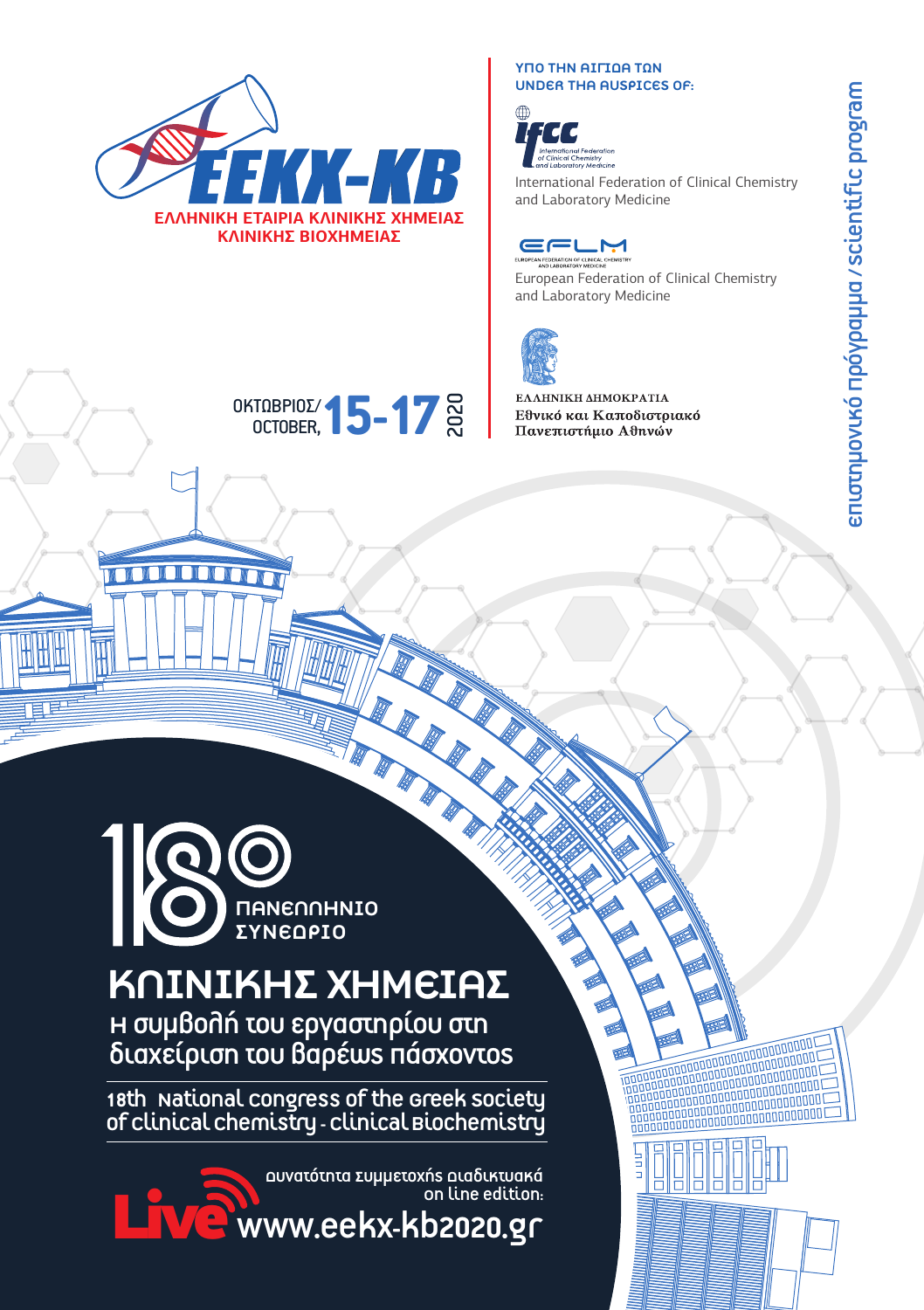**ΕΕΚΧ-ΚΒ**

**ΕΛΛΗΝΙΚΗ ΕΤΑΙΡΙΑ ΚΛΙΝΙΚΗΣ ΧΗΜΕΙΑΣ ΚΛΙΝΙΚΗΣ ΒΙΟΧΗΜΕΙΑΣ**

ΥΠΟ ΤΗΝ ΑΙΓΙΔΑ ΤΩΝ
UNDER THE AUSPICES OF:

IFCC – International Federation of Clinical Chemistry and Laboratory Medicine

EFLM – European Federation of Clinical Chemistry and Laboratory Medicine

ΕΛΛΗΝΙΚΗ ΔΗΜΟΚΡΑΤΙΑ
Εθνικό και Καποδιστριακό Πανεπιστήμιο Αθηνών

ΟΚΤΩΒΡΙΟΣ/OCTOBER, **15-17** 2020

επιστημονικό πρόγραμμα / scientific program

# 18ο ΠΑΝΕΛΛΗΝΙΟ ΣΥΝΕΔΡΙΟ ΚΛΙΝΙΚΗΣ ΧΗΜΕΙΑΣ

## Η συμβολή του εργαστηρίου στη διαχείριση του βαρέως πάσχοντος

18th National congress of the Greek society of clinical chemistry - clinical Biochemistry

Live – δυνατότητα συμμετοχής διαδικτυακά / on line edition:
www.eekx-kb2020.gr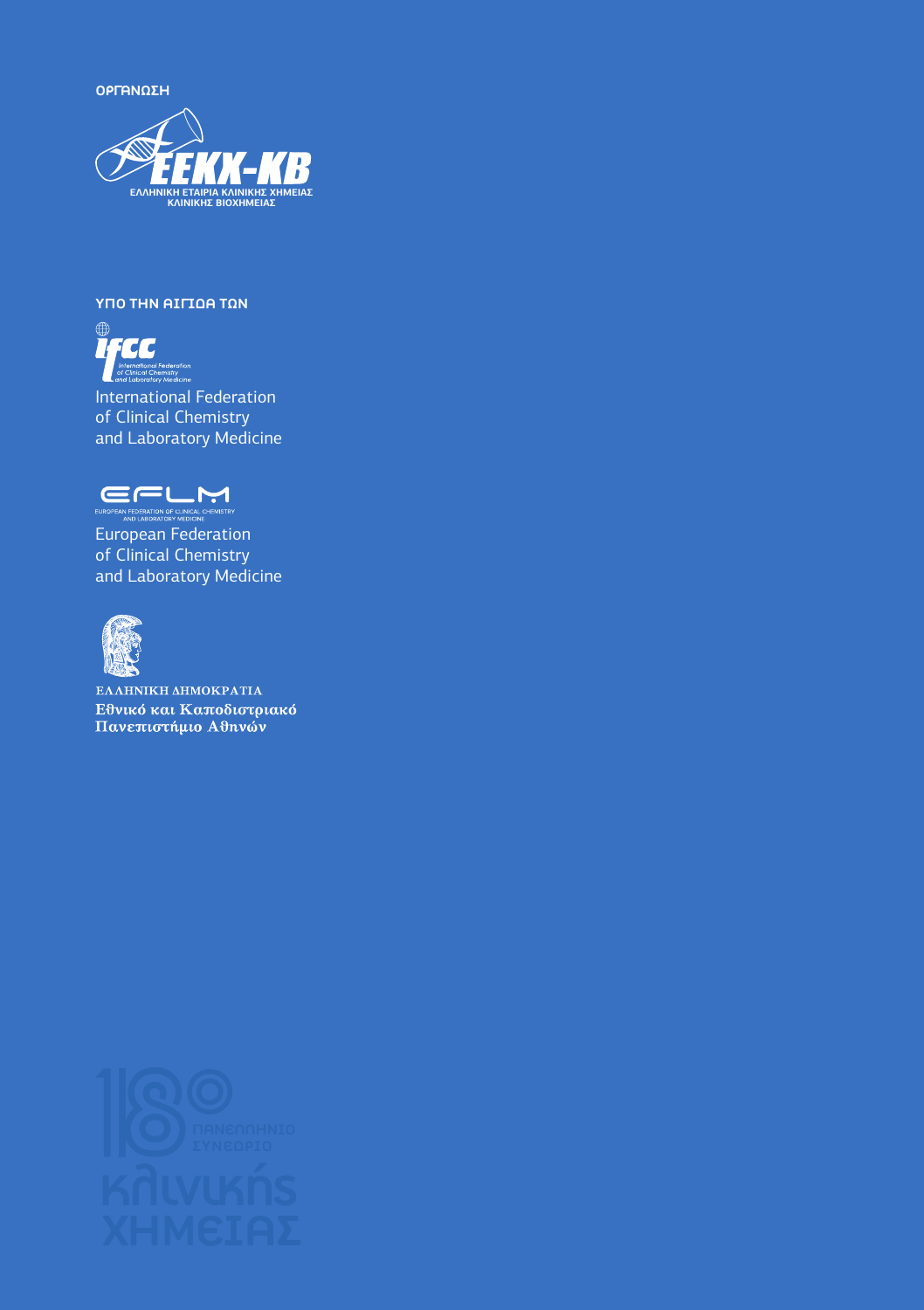ΟΡΓΑΝΩΣΗ

ΕΕΚΧ-ΚΒ

ΕΛΛΗΝΙΚΗ ΕΤΑΙΡΙΑ ΚΛΙΝΙΚΗΣ ΧΗΜΕΙΑΣ
ΚΛΙΝΙΚΗΣ ΒΙΟΧΗΜΕΙΑΣ

ΥΠΟ ΤΗΝ ΑΙΓΙΔΑ ΤΩΝ

ifcc

International Federation
of Clinical Chemistry
and Laboratory Medicine

EFLM

EUROPEAN FEDERATION OF CLINICAL CHEMISTRY
AND LABORATORY MEDICINE

European Federation
of Clinical Chemistry
and Laboratory Medicine

ΕΛΛΗΝΙΚΗ ΔΗΜΟΚΡΑΤΙΑ
Εθνικό και Καποδιστριακό
Πανεπιστήμιο Αθηνών

18ο ΠΑΝΕΛΛΗΝΙΟ ΣΥΝΕΔΡΙΟ
Κλινικής Χημείας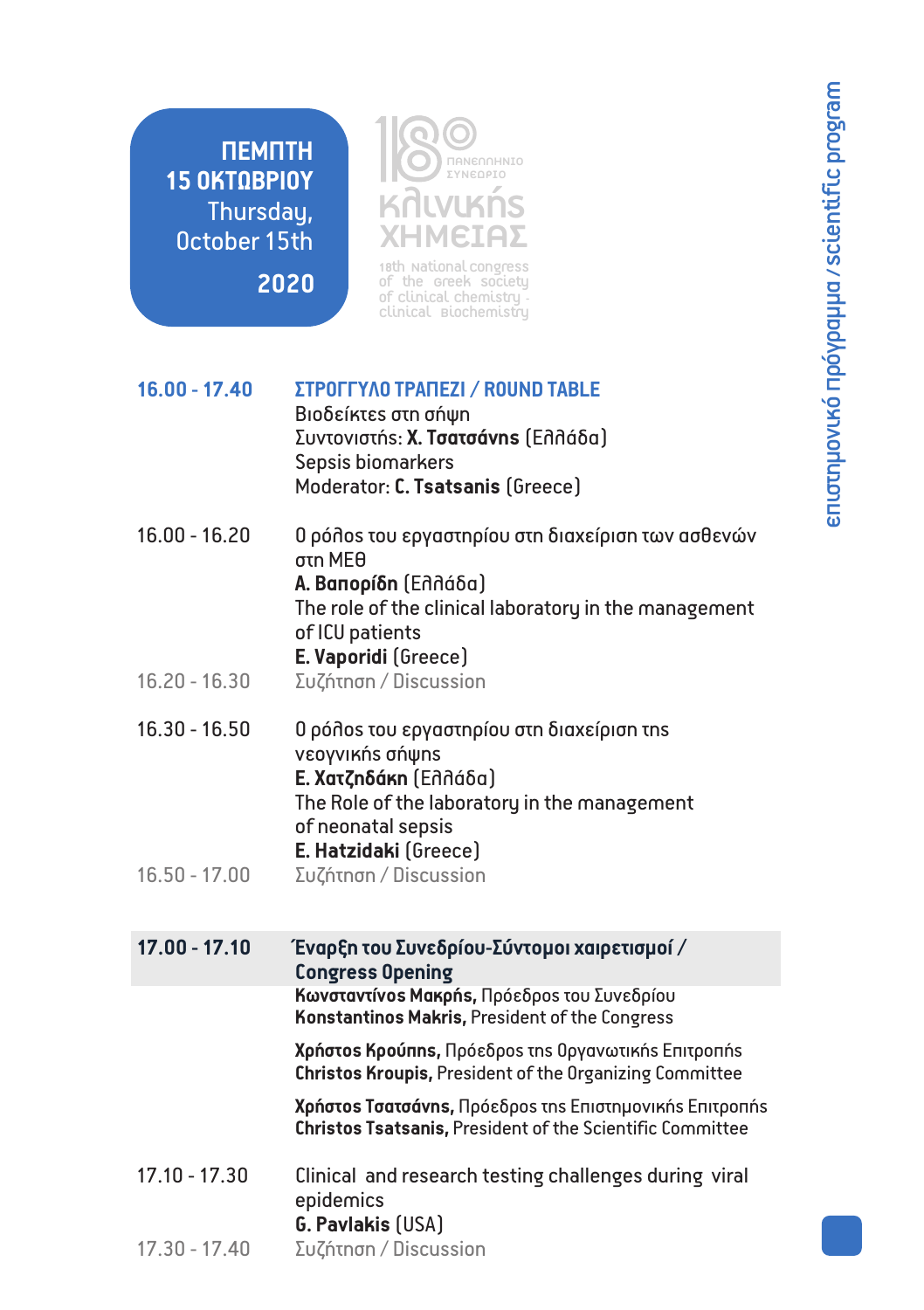**ΠΕΜΠΤΗ 15 ΟΚΤΩΒΡΙΟΥ**
Thursday, October 15th
**2020**

18ο Πανελλήνιο Συνέδριο Κλινικής Χημείας
18th National congress of the Greek society of clinical chemistry - clinical Biochemistry

| | |
|---|---|
| **16.00 - 17.40** | **ΣΤΡΟΓΓΥΛΟ ΤΡΑΠΕΖΙ / ROUND TABLE**<br>Βιοδείκτες στη σήψη<br>Συντονιστής: **Χ. Τσατσάνης** (Ελλάδα)<br>Sepsis biomarkers<br>Moderator: **C. Tsatsanis** (Greece) |
| 16.00 - 16.20 | Ο ρόλος του εργαστηρίου στη διαχείριση των ασθενών στη ΜΕΘ<br>**Α. Βαπορίδη** (Ελλάδα)<br>The role of the clinical laboratory in the management of ICU patients<br>**E. Vaporidi** (Greece) |
| 16.20 - 16.30 | Συζήτηση / Discussion |
| 16.30 - 16.50 | Ο ρόλος του εργαστηρίου στη διαχείριση της νεογνικής σήψης<br>**Ε. Χατζηδάκη** (Ελλάδα)<br>The Role of the laboratory in the management of neonatal sepsis<br>**E. Hatzidaki** (Greece) |
| 16.50 - 17.00 | Συζήτηση / Discussion |
| **17.00 - 17.10** | **Έναρξη του Συνεδρίου-Σύντομοι χαιρετισμοί / Congress Opening**<br>**Κωνσταντίνος Μακρής,** Πρόεδρος του Συνεδρίου<br>**Konstantinos Makris,** President of the Congress<br><br>**Χρήστος Κρούπης,** Πρόεδρος της Οργανωτικής Επιτροπής<br>**Christos Kroupis,** President of the Organizing Committee<br><br>**Χρήστος Τσατσάνης,** Πρόεδρος της Επιστημονικής Επιτροπής<br>**Christos Tsatsanis,** President of the Scientific Committee |
| 17.10 - 17.30 | Clinical and research testing challenges during viral epidemics<br>**G. Pavlakis** (USA) |
| 17.30 - 17.40 | Συζήτηση / Discussion |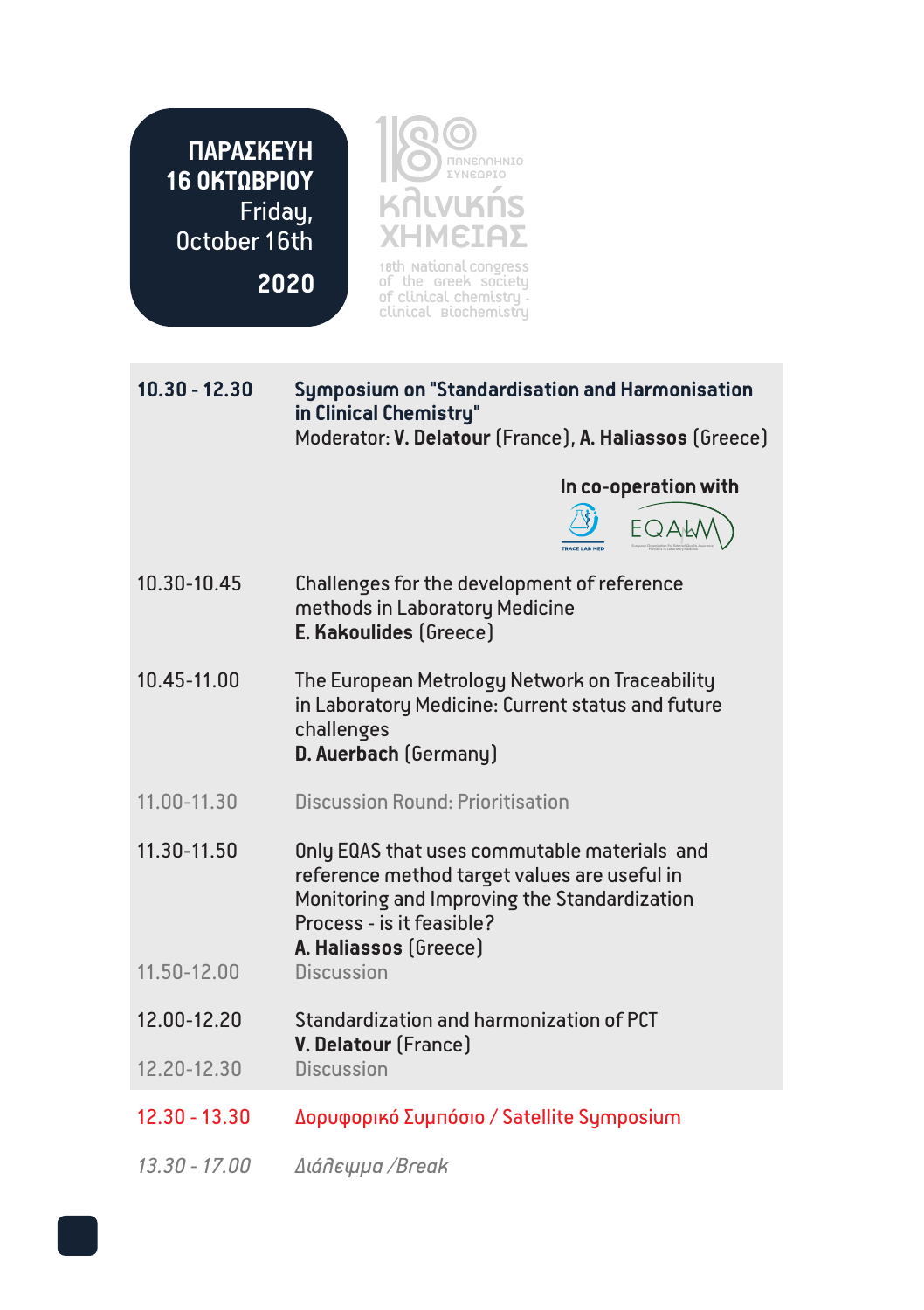**ΠΑΡΑΣΚΕΥΗ**
**16 ΟΚΤΩΒΡΙΟΥ**
Friday,
October 16th
**2020**

18ο Πανελλήνιο Συνέδριο Κλινικής Χημείας
18th National congress of the Greek society of clinical chemistry - clinical Biochemistry

| | |
|---|---|
| **10.30 - 12.30** | **Symposium on "Standardisation and Harmonisation in Clinical Chemistry"** Moderator: **V. Delatour** (France), **A. Haliassos** (Greece) |
| | **In co-operation with** TRACE LAB MED, EQALM |
| 10.30-10.45 | Challenges for the development of reference methods in Laboratory Medicine **E. Kakoulides** (Greece) |
| 10.45-11.00 | The European Metrology Network on Traceability in Laboratory Medicine: Current status and future challenges **D. Auerbach** (Germany) |
| 11.00-11.30 | Discussion Round: Prioritisation |
| 11.30-11.50 | Only EQAS that uses commutable materials and reference method target values are useful in Monitoring and Improving the Standardization Process - is it feasible? **A. Haliassos** (Greece) |
| 11.50-12.00 | Discussion |
| 12.00-12.20 | Standardization and harmonization of PCT **V. Delatour** (France) |
| 12.20-12.30 | Discussion |
| 12.30 - 13.30 | Δορυφορικό Συμπόσιο / Satellite Symposium |
| *13.30 - 17.00* | *Διάλειμμα /Break* |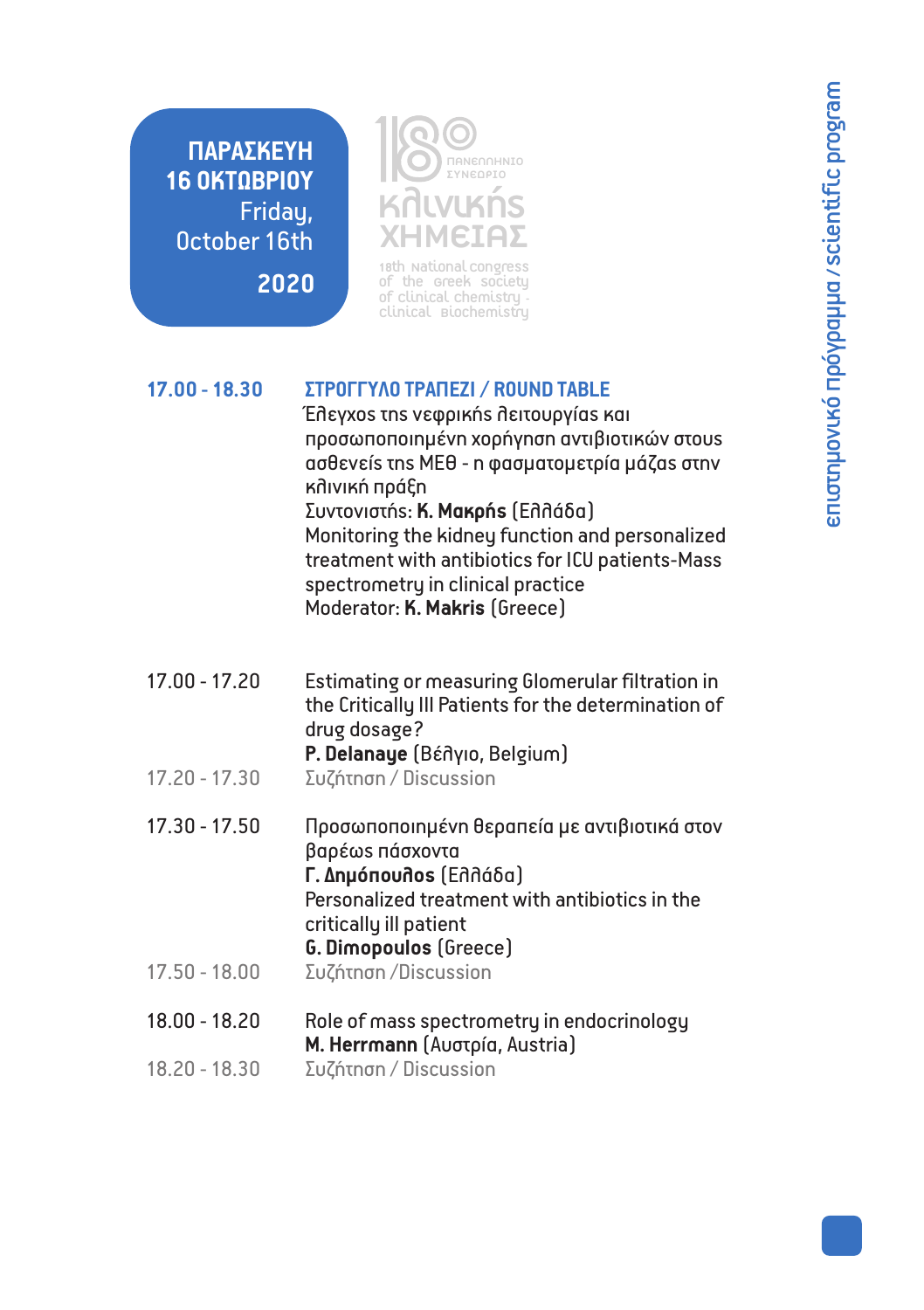**ΠΑΡΑΣΚΕΥΗ 16 ΟΚΤΩΒΡΙΟΥ**
Friday, October 16th
**2020**

18ο Πανελλήνιο Συνέδριο Κλινικής Χημείας
18th National congress of the Greek society of clinical chemistry - clinical biochemistry

| | |
|---|---|
| **17.00 - 18.30** | **ΣΤΡΟΓΓΥΛΟ ΤΡΑΠΕΖΙ / ROUND TABLE**<br>Έλεγχος της νεφρικής λειτουργίας και προσωποποιημένη χορήγηση αντιβιοτικών στους ασθενείς της ΜΕΘ - η φασματομετρία μάζας στην κλινική πράξη<br>Συντονιστής: **Κ. Μακρής** (Ελλάδα)<br>Monitoring the kidney function and personalized treatment with antibiotics for ICU patients-Mass spectrometry in clinical practice<br>Moderator: **K. Makris** (Greece) |
| 17.00 - 17.20 | Estimating or measuring Glomerular filtration in the Critically Ill Patients for the determination of drug dosage?<br>**P. Delanaye** (Βέλγιο, Belgium) |
| 17.20 - 17.30 | Συζήτηση / Discussion |
| 17.30 - 17.50 | Προσωποποιημένη θεραπεία με αντιβιοτικά στον βαρέως πάσχοντα<br>**Γ. Δημόπουλος** (Ελλάδα)<br>Personalized treatment with antibiotics in the critically ill patient<br>**G. Dimopoulos** (Greece) |
| 17.50 - 18.00 | Συζήτηση /Discussion |
| 18.00 - 18.20 | Role of mass spectrometry in endocrinology<br>**M. Herrmann** (Αυστρία, Austria) |
| 18.20 - 18.30 | Συζήτηση / Discussion |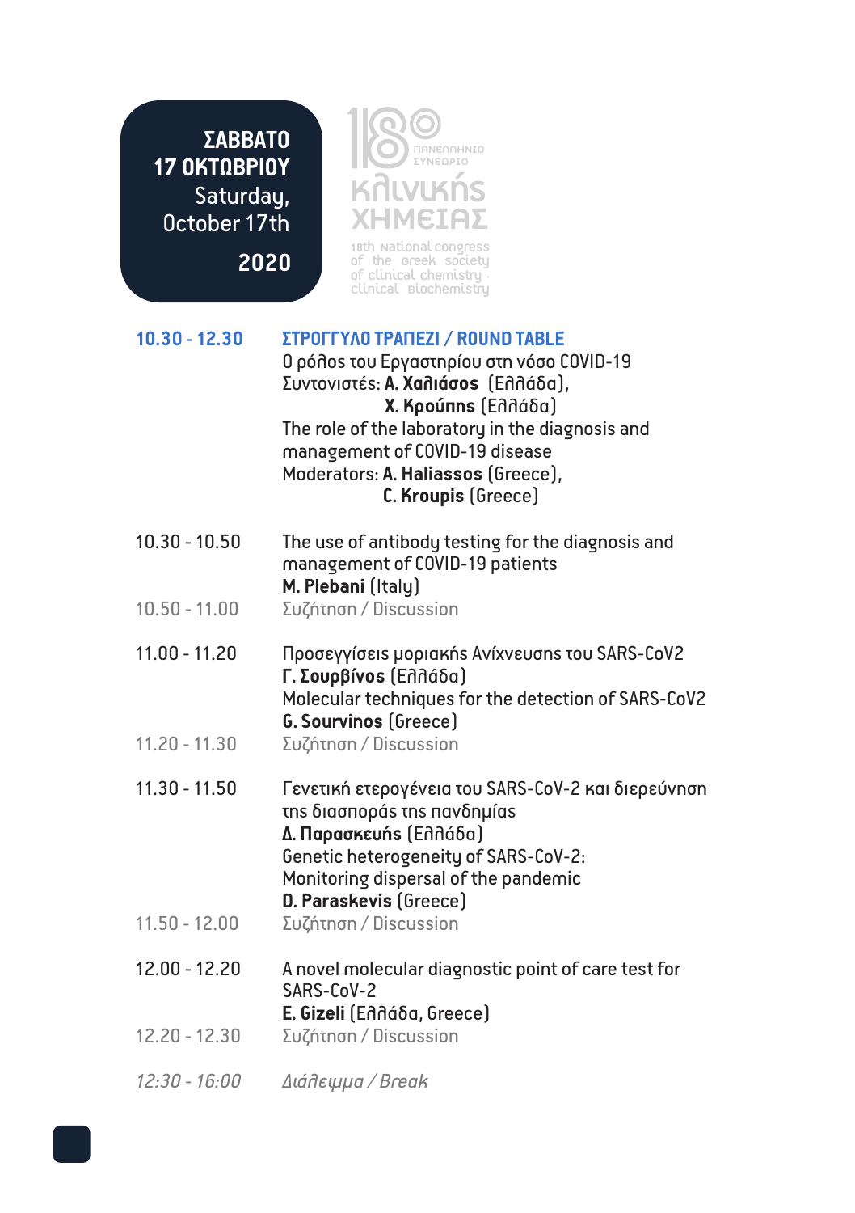**ΣΑΒΒΑΤΟ 17 ΟΚΤΩΒΡΙΟΥ**
**Saturday, October 17th**
**2020**

18ο ΠΑΝΕΛΛΗΝΙΟ ΣΥΝΕΔΡΙΟ
Κλινικής ΧΗΜΕΙΑΣ
18th National congress of the Greek society of clinical chemistry - clinical Biochemistry

| | |
|---|---|
| **10.30 - 12.30** | **ΣΤΡΟΓΓΥΛΟ ΤΡΑΠΕΖΙ / ROUND TABLE**<br>Ο ρόλος του Εργαστηρίου στη νόσο COVID-19<br>Συντονιστές: **Α. Χαλιάσος** (Ελλάδα),<br>**Χ. Κρούπης** (Ελλάδα)<br>The role of the laboratory in the diagnosis and management of COVID-19 disease<br>Moderators: **A. Haliassos** (Greece),<br>**C. Kroupis** (Greece) |
| 10.30 - 10.50 | The use of antibody testing for the diagnosis and management of COVID-19 patients<br>**M. Plebani** (Italy) |
| 10.50 - 11.00 | Συζήτηση / Discussion |
| 11.00 - 11.20 | Προσεγγίσεις μοριακής Ανίχνευσης του SARS-CoV2<br>**Γ. Σουρβίνος** (Ελλάδα)<br>Molecular techniques for the detection of SARS-CoV2<br>**G. Sourvinos** (Greece) |
| 11.20 - 11.30 | Συζήτηση / Discussion |
| 11.30 - 11.50 | Γενετική ετερογένεια του SARS-CoV-2 και διερεύνηση της διασποράς της πανδημίας<br>**Δ. Παρασκευής** (Ελλάδα)<br>Genetic heterogeneity of SARS-CoV-2: Monitoring dispersal of the pandemic<br>**D. Paraskevis** (Greece) |
| 11.50 - 12.00 | Συζήτηση / Discussion |
| 12.00 - 12.20 | A novel molecular diagnostic point of care test for SARS-CoV-2<br>**E. Gizeli** (Ελλάδα, Greece) |
| 12.20 - 12.30 | Συζήτηση / Discussion |
| *12:30 - 16:00* | *Διάλειμμα / Break* |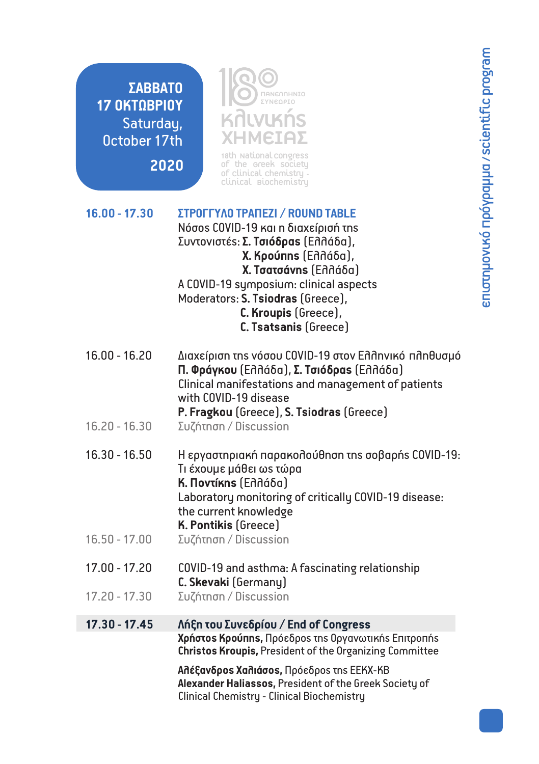## ΣΑΒΒΑΤΟ 17 ΟΚΤΩΒΡΙΟΥ
## Saturday, October 17th
## 2020

18ο Πανελλήνιο Συνέδριο Κλινικής Χημείας

18th National congress of the Greek society of clinical chemistry - clinical biochemistry

**16.00 - 17.30** **ΣΤΡΟΓΓΥΛΟ ΤΡΑΠΕΖΙ / ROUND TABLE**
Νόσος COVID-19 και η διαχείρισή της
Συντονιστές: **Σ. Τσιόδρας** (Ελλάδα),
**Χ. Κρούπης** (Ελλάδα),
**Χ. Τσατσάνης** (Ελλάδα)
A COVID-19 symposium: clinical aspects
Moderators: **S. Tsiodras** (Greece),
**C. Kroupis** (Greece),
**C. Tsatsanis** (Greece)

16.00 - 16.20 Διαχείριση της νόσου COVID-19 στον Ελληνικό πληθυσμό
**Π. Φράγκου** (Ελλάδα), **Σ. Τσιόδρας** (Ελλάδα)
Clinical manifestations and management of patients with COVID-19 disease
**P. Fragkou** (Greece), **S. Tsiodras** (Greece)

16.20 - 16.30 Συζήτηση / Discussion

16.30 - 16.50 Η εργαστηριακή παρακολούθηση της σοβαρής COVID-19: Τι έχουμε μάθει ως τώρα
**Κ. Ποντίκης** (Ελλάδα)
Laboratory monitoring of critically COVID-19 disease: the current knowledge
**K. Pontikis** (Greece)

16.50 - 17.00 Συζήτηση / Discussion

17.00 - 17.20 COVID-19 and asthma: A fascinating relationship
**C. Skevaki** (Germany)

17.20 - 17.30 Συζήτηση / Discussion

**17.30 - 17.45** **Λήξη του Συνεδρίου / End of Congress**
**Χρήστος Κρούπης,** Πρόεδρος της Οργανωτικής Επιτροπής
**Christos Kroupis,** President of the Organizing Committee

**Αλέξανδρος Χαλιάσος,** Πρόεδρος της ΕΕΚΧ-ΚΒ
**Alexander Haliassos,** President of the Greek Society of Clinical Chemistry - Clinical Biochemistry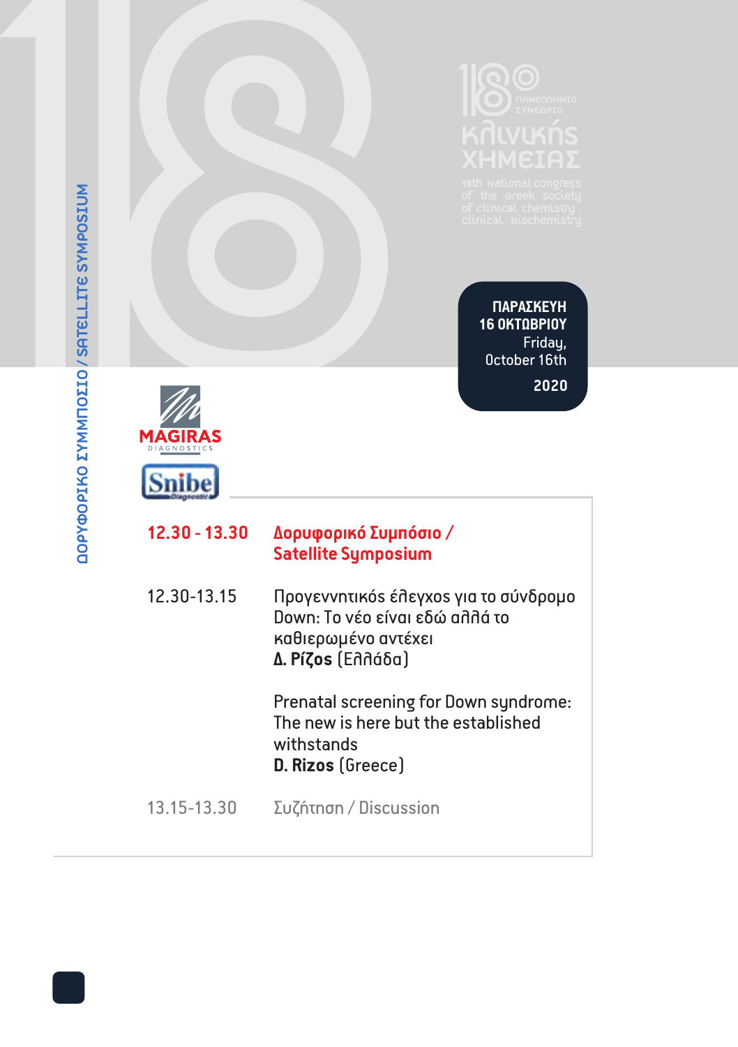ΔΟΡΥΦΟΡΙΚΟ ΣΥΜΠΟΣΙΟ / SATELLITE SYMPOSIUM

18ο ΠΑΝΕΛΛΗΝΙΟ ΣΥΝΕΔΡΙΟ Κλινικής Χημείας

18th National Congress of the Greek Society of Clinical Chemistry - Clinical Biochemistry

**ΠΑΡΑΣΚΕΥΗ 16 ΟΚΤΩΒΡΙΟΥ**
Friday, October 16th
**2020**

MAGIRAS DIAGNOSTICS

Snibe Diagnostic

| | |
|---|---|
| **12.30 - 13.30** | **Δορυφορικό Συμπόσιο / Satellite Symposium** |
| 12.30-13.15 | Προγεννητικός έλεγχος για το σύνδρομο Down: Το νέο είναι εδώ αλλά το καθιερωμένο αντέχει<br>**Δ. Ρίζος** (Ελλάδα)<br><br>Prenatal screening for Down syndrome: The new is here but the established withstands<br>**D. Rizos** (Greece) |
| 13.15-13.30 | Συζήτηση / Discussion |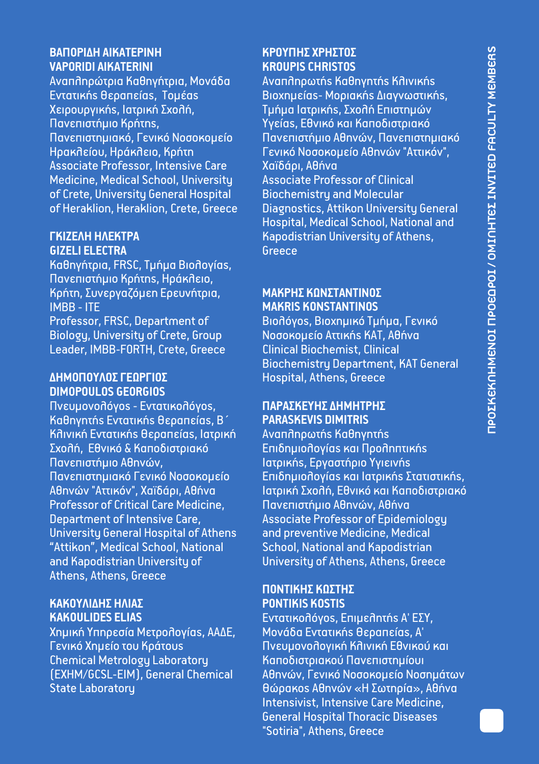**ΒΑΠΟΡΙΔΗ ΑΙΚΑΤΕΡΙΝΗ**
**VAPORIDI AIKATERINI**

Αναπληρώτρια Καθηγήτρια, Μονάδα Εντατικής Θεραπείας, Τομέας Χειρουργικής, Ιατρική Σχολή, Πανεπιστήμιο Κρήτης, Πανεπιστημιακό, Γενικό Νοσοκομείο Ηρακλείου, Ηράκλειο, Κρήτη
Associate Professor, Intensive Care Medicine, Medical School, University of Crete, University General Hospital of Heraklion, Heraklion, Crete, Greece

**ΓΚΙΖΕΛΗ ΗΛΕΚΤΡΑ**
**GIZELI ELECTRA**

Καθηγήτρια, FRSC, Τμήμα Βιολογίας, Πανεπιστήμιο Κρήτης, Ηράκλειο, Κρήτη, Συνεργαζόμεν Ερευνήτρια, IMBB - ITE
Professor, FRSC, Department of Biology, University of Crete, Group Leader, IMBB-FORTH, Crete, Greece

**ΔΗΜΟΠΟΥΛΟΣ ΓΕΩΡΓΙΟΣ**
**DIMOPOULOS GEORGIOS**

Πνευμονολόγος - Εντατικολόγος, Καθηγητής Εντατικής Θεραπείας, Β΄ Κλινική Εντατικής Θεραπείας, Ιατρική Σχολή, Εθνικό & Καποδιστριακό Πανεπιστήμιο Αθηνών, Πανεπιστημιακό Γενικό Νοσοκομείο Αθηνών "Αττικόν", Χαϊδάρι, Αθήνα
Professor of Critical Care Medicine, Department of Intensive Care, University General Hospital of Athens "Attikon", Medical School, National and Kapodistrian University of Athens, Athens, Greece

**ΚΑΚΟΥΛΙΔΗΣ ΗΛΙΑΣ**
**KAKOULIDES ELIAS**

Χημική Υπηρεσία Μετρολογίας, ΑΑΔΕ, Γενικό Χημείο του Κράτους
Chemical Metrology Laboratory (EXHM/GCSL-EIM), General Chemical State Laboratory

**ΚΡΟΥΠΗΣ ΧΡΗΣΤΟΣ**
**KROUPIS CHRISTOS**

Αναπληρωτής Καθηγητής Κλινικής Βιοχημείας- Μοριακής Διαγνωστικής, Τμήμα Ιατρικής, Σχολή Επιστημών Υγείας, Εθνικό και Καποδιστριακό Πανεπιστήμιο Αθηνών, Πανεπιστημιακό Γενικό Νοσοκομείο Αθηνών "Αττικόν", Χαϊδάρι, Αθήνα
Associate Professor of Clinical Biochemistry and Molecular Diagnostics, Attikon University General Hospital, Medical School, National and Kapodistrian University of Athens, Greece

**ΜΑΚΡΗΣ ΚΩΝΣΤΑΝΤΙΝΟΣ**
**MAKRIS KONSTANTINOS**

Βιολόγος, Βιοχημικό Τμήμα, Γενικό Νοσοκομείο Αττικής ΚΑΤ, Αθήνα
Clinical Biochemist, Clinical Biochemistry Department, KAT General Hospital, Athens, Greece

**ΠΑΡΑΣΚΕΥΗΣ ΔΗΜΗΤΡΗΣ**
**PARASKEVIS DIMITRIS**

Αναπληρωτής Καθηγητής Επιδημιολογίας και Προληπτικής Ιατρικής, Εργαστήριο Υγιεινής Επιδημιολογίας και Ιατρικής Στατιστικής, Ιατρική Σχολή, Εθνικό και Καποδιστριακό Πανεπιστήμιο Αθηνών, Αθήνα
Associate Professor of Epidemiology and preventive Medicine, Medical School, National and Kapodistrian University of Athens, Athens, Greece

**ΠΟΝΤΙΚΗΣ ΚΩΣΤΗΣ**
**PONTIKIS KOSTIS**

Εντατικολόγος, Επιμελητής Α' ΕΣΥ, Μονάδα Εντατικής Θεραπείας, Α' Πνευμονολογική Κλινική Εθνικού και Καποδιστριακού Πανεπιστημίουι Αθηνών, Γενικό Νοσοκομείο Νοσημάτων Θώρακος Αθηνών «Η Σωτηρία», Αθήνα
Intensivist, Intensive Care Medicine, General Hospital Thoracic Diseases "Sotiria", Athens, Greece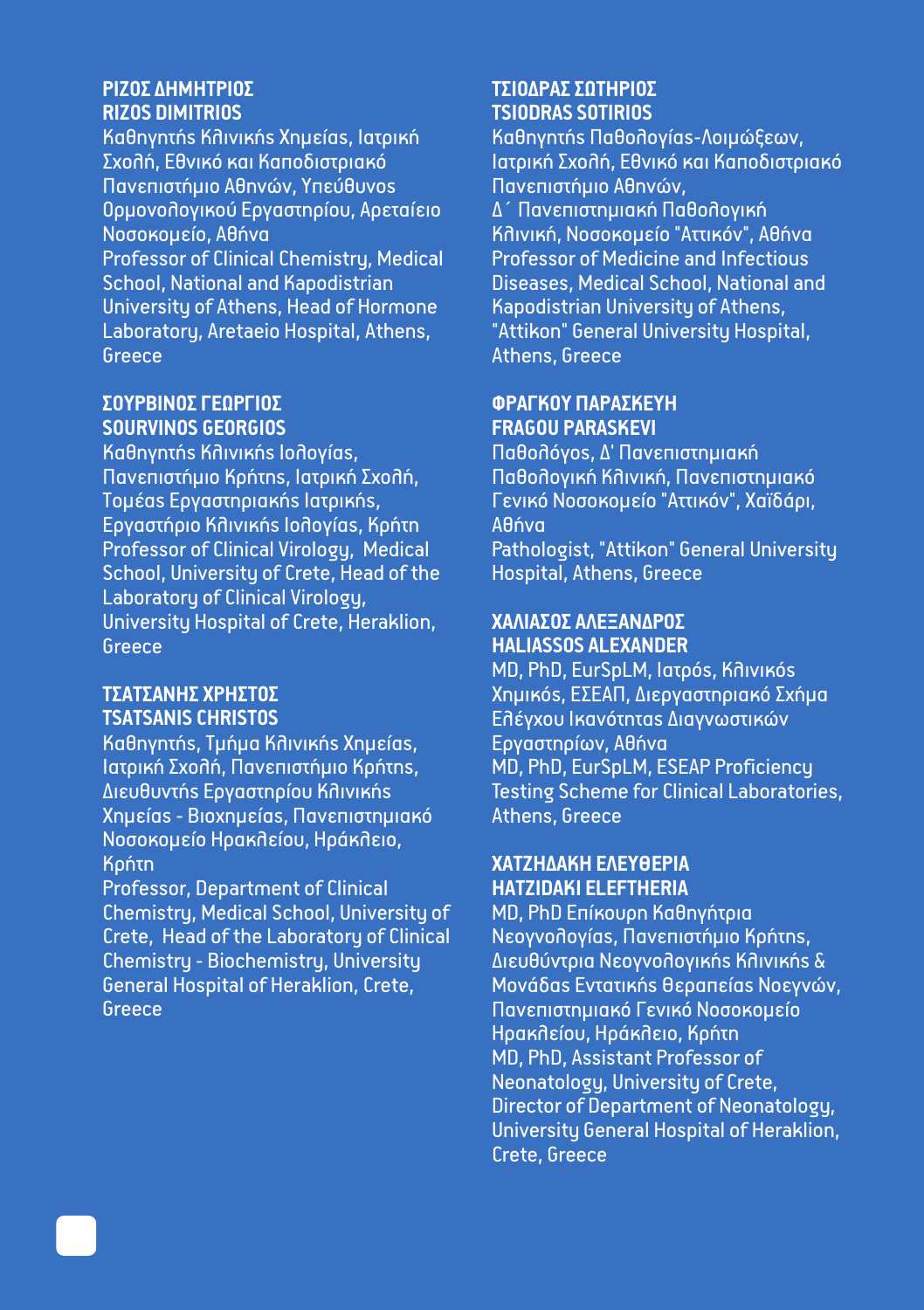**ΡΙΖΟΣ ΔΗΜΗΤΡΙΟΣ**
**RIZOS DIMITRIOS**

Καθηγητής Κλινικής Χημείας, Ιατρική Σχολή, Εθνικό και Καποδιστριακό Πανεπιστήμιο Αθηνών, Υπεύθυνος Ορμονολογικού Εργαστηρίου, Αρεταίειο Νοσοκομείο, Αθήνα
Professor of Clinical Chemistry, Medical School, National and Kapodistrian University of Athens, Head of Hormone Laboratory, Aretaeio Hospital, Athens, Greece

**ΣΟΥΡΒΙΝΟΣ ΓΕΩΡΓΙΟΣ**
**SOURVINOS GEORGIOS**

Καθηγητής Κλινικής Ιολογίας, Πανεπιστήμιο Κρήτης, Ιατρική Σχολή, Τομέας Εργαστηριακής Ιατρικής, Εργαστήριο Κλινικής Ιολογίας, Κρήτη
Professor of Clinical Virology, Medical School, University of Crete, Head of the Laboratory of Clinical Virology, University Hospital of Crete, Heraklion, Greece

**ΤΣΑΤΣΑΝΗΣ ΧΡΗΣΤΟΣ**
**TSATSANIS CHRISTOS**

Καθηγητής, Τμήμα Κλινικής Χημείας, Ιατρική Σχολή, Πανεπιστήμιο Κρήτης, Διευθυντής Εργαστηρίου Κλινικής Χημείας - Βιοχημείας, Πανεπιστημιακό Νοσοκομείο Ηρακλείου, Ηράκλειο, Κρήτη
Professor, Department of Clinical Chemistry, Medical School, University of Crete, Head of the Laboratory of Clinical Chemistry - Biochemistry, University General Hospital of Heraklion, Crete, Greece

**ΤΣΙΟΔΡΑΣ ΣΩΤΗΡΙΟΣ**
**TSIODRAS SOTIRIOS**

Καθηγητής Παθολογίας-Λοιμώξεων, Ιατρική Σχολή, Εθνικό και Καποδιστριακό Πανεπιστήμιο Αθηνών,
Δ΄ Πανεπιστημιακή Παθολογική Κλινική, Νοσοκομείο "Αττικόν", Αθήνα
Professor of Medicine and Infectious Diseases, Medical School, National and Kapodistrian University of Athens, "Attikon" General University Hospital, Athens, Greece

**ΦΡΑΓΚΟΥ ΠΑΡΑΣΚΕΥΗ**
**FRAGOU PARASKEVI**

Παθολόγος, Δ' Πανεπιστημιακή Παθολογική Κλινική, Πανεπιστημιακό Γενικό Νοσοκομείο "Αττικόν", Χαϊδάρι, Αθήνα
Pathologist, "Attikon" General University Hospital, Athens, Greece

**ΧΑΛΙΑΣΟΣ ΑΛΕΞΑΝΔΡΟΣ**
**HALIASSOS ALEXANDER**

MD, PhD, EurSpLM, Ιατρός, Κλινικός Χημικός, ΕΣΕΑΠ, Διεργαστηριακό Σχήμα Ελέγχου Ικανότητας Διαγνωστικών Εργαστηρίων, Αθήνα
MD, PhD, EurSpLM, ESEAP Proficiency Testing Scheme for Clinical Laboratories, Athens, Greece

**ΧΑΤΖΗΔΑΚΗ ΕΛΕΥΘΕΡΙΑ**
**HATZIDAKI ELEFTHERIA**

MD, PhD Επίκουρη Καθηγήτρια Νεογνολογίας, Πανεπιστήμιο Κρήτης, Διευθύντρια Νεογνολογικής Κλινικής & Μονάδας Εντατικής Θεραπείας Νοεγνών, Πανεπιστημιακό Γενικό Νοσοκομείο Ηρακλείου, Ηράκλειο, Κρήτη
MD, PhD, Assistant Professor of Neonatology, University of Crete, Director of Department of Neonatology, University General Hospital of Heraklion, Crete, Greece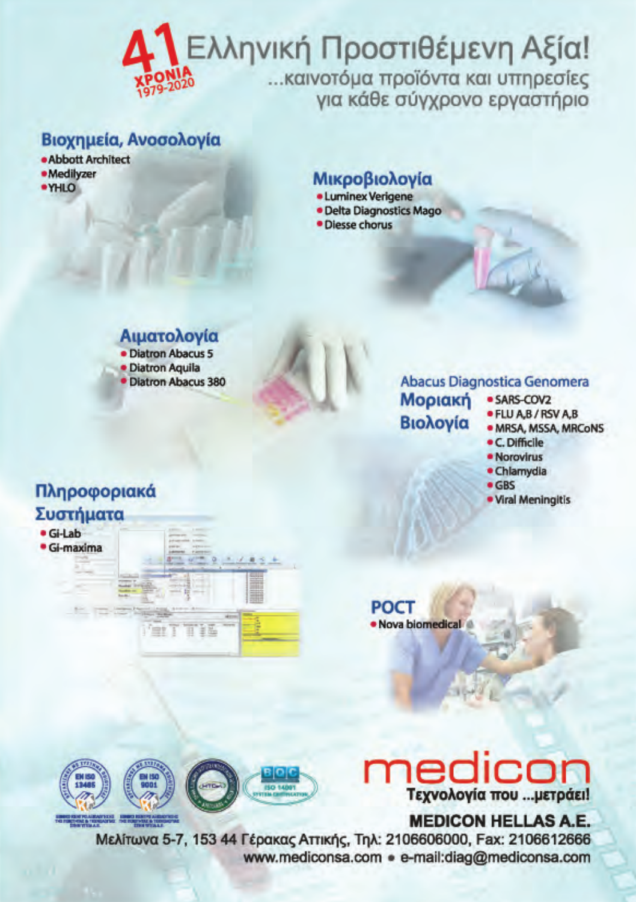# 41 ΧΡΟΝΙΑ 1979-2020 Ελληνική Προστιθέμενη Αξία!

...καινοτόμα προϊόντα και υπηρεσίες για κάθε σύγχρονο εργαστήριο

## Βιοχημεία, Ανοσολογία

- Abbott Architect
- Medilyzer
- YHLO

## Μικροβιολογία

- Luminex Verigene
- Delta Diagnostics Mago
- Diesse chorus

## Αιματολογία

- Diatron Abacus 5
- Diatron Aquila
- Diatron Abacus 380

## Abacus Diagnostica Genomera

### Μοριακή Βιολογία

- SARS-COV2
- FLU A,B / RSV A,B
- MRSA, MSSA, MRCoNS
- C. Difficile
- Norovirus
- Chlamydia
- GBS
- Viral Meningitis

## Πληροφοριακά Συστήματα

- Gi-Lab
- Gi-maxima

## POCT

- Nova biomedical

**medicon**

Τεχνολογία που ...μετράει!

**MEDICON HELLAS A.E.**

Μελίτωνα 5-7, 153 44 Γέρακας Αττικής, Τηλ: 2106606000, Fax: 2106612666

www.mediconsa.com • e-mail:diag@mediconsa.com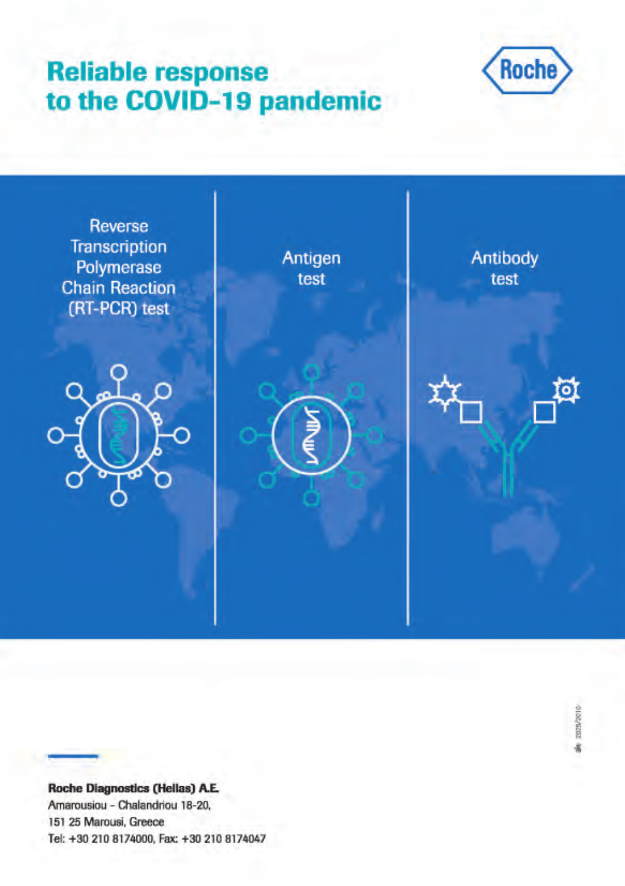# Reliable response to the COVID-19 pandemic

Roche

Reverse Transcription Polymerase Chain Reaction (RT-PCR) test

Antigen test

Antibody test

**Roche Diagnostics (Hellas) A.E.**
Amarousiou - Chalandriou 18-20,
151 25 Marousi, Greece
Tel: +30 210 8174000, Fax: +30 210 8174047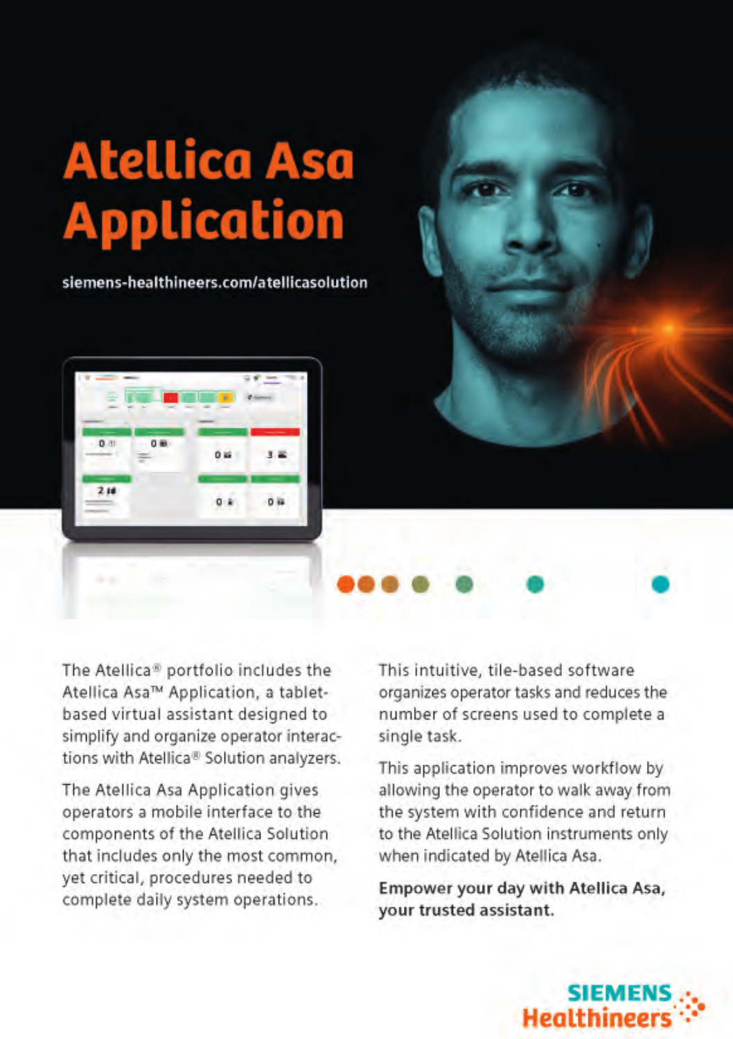# Atellica Asa Application

siemens-healthineers.com/atellicasolution

The Atellica® portfolio includes the Atellica Asa™ Application, a tablet-based virtual assistant designed to simplify and organize operator interactions with Atellica® Solution analyzers.

The Atellica Asa Application gives operators a mobile interface to the components of the Atellica Solution that includes only the most common, yet critical, procedures needed to complete daily system operations.

This intuitive, tile-based software organizes operator tasks and reduces the number of screens used to complete a single task.

This application improves workflow by allowing the operator to walk away from the system with confidence and return to the Atellica Solution instruments only when indicated by Atellica Asa.

**Empower your day with Atellica Asa, your trusted assistant.**

SIEMENS Healthineers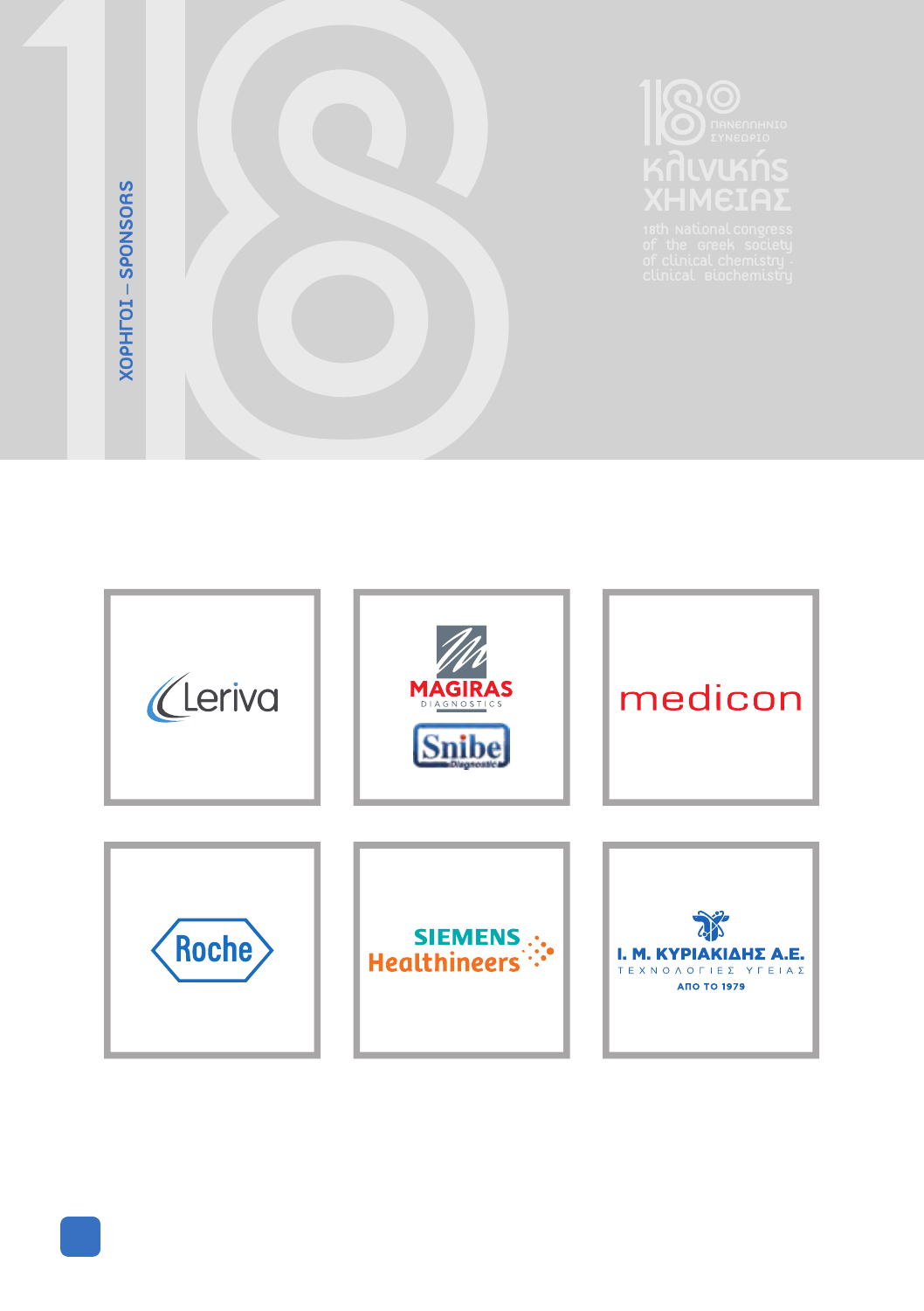# ΧΟΡΗΓΟΙ – SPONSORS

18ο ΠΑΝΕΛΛΗΝΙΟ ΣΥΝΕΔΡΙΟ ΚΛΙΝΙΚΗΣ ΧΗΜΕΙΑΣ

18th National Congress of the Greek Society of Clinical Chemistry - Clinical Biochemistry

| | | |
|---|---|---|
| Leriva | MAGIRAS DIAGNOSTICS / Snibe Diagnostic | medicon |
| Roche | SIEMENS Healthineers | I. M. ΚΥΡΙΑΚΙΔΗΣ Α.Ε. ΤΕΧΝΟΛΟΓΙΕΣ ΥΓΕΙΑΣ ΑΠΟ ΤΟ 1979 |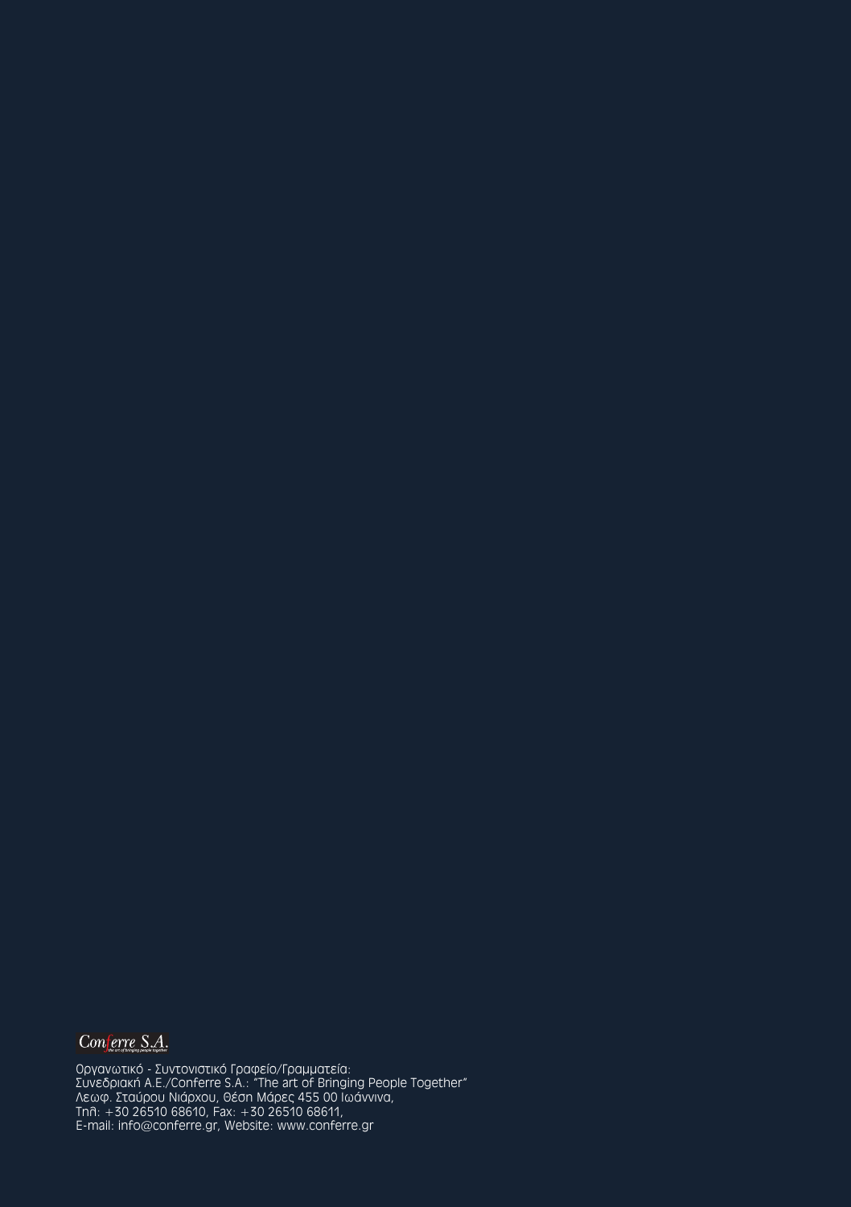Conferre S.A.

Οργανωτικό - Συντονιστικό Γραφείο/Γραμματεία:
Συνεδριακή Α.Ε./Conferre S.A.: "The art of Bringing People Together"
Λεωφ. Σταύρου Νιάρχου, Θέση Μάρες 455 00 Ιωάννινα,
Τηλ: +30 26510 68610, Fax: +30 26510 68611,
E-mail: info@conferre.gr, Website: www.conferre.gr